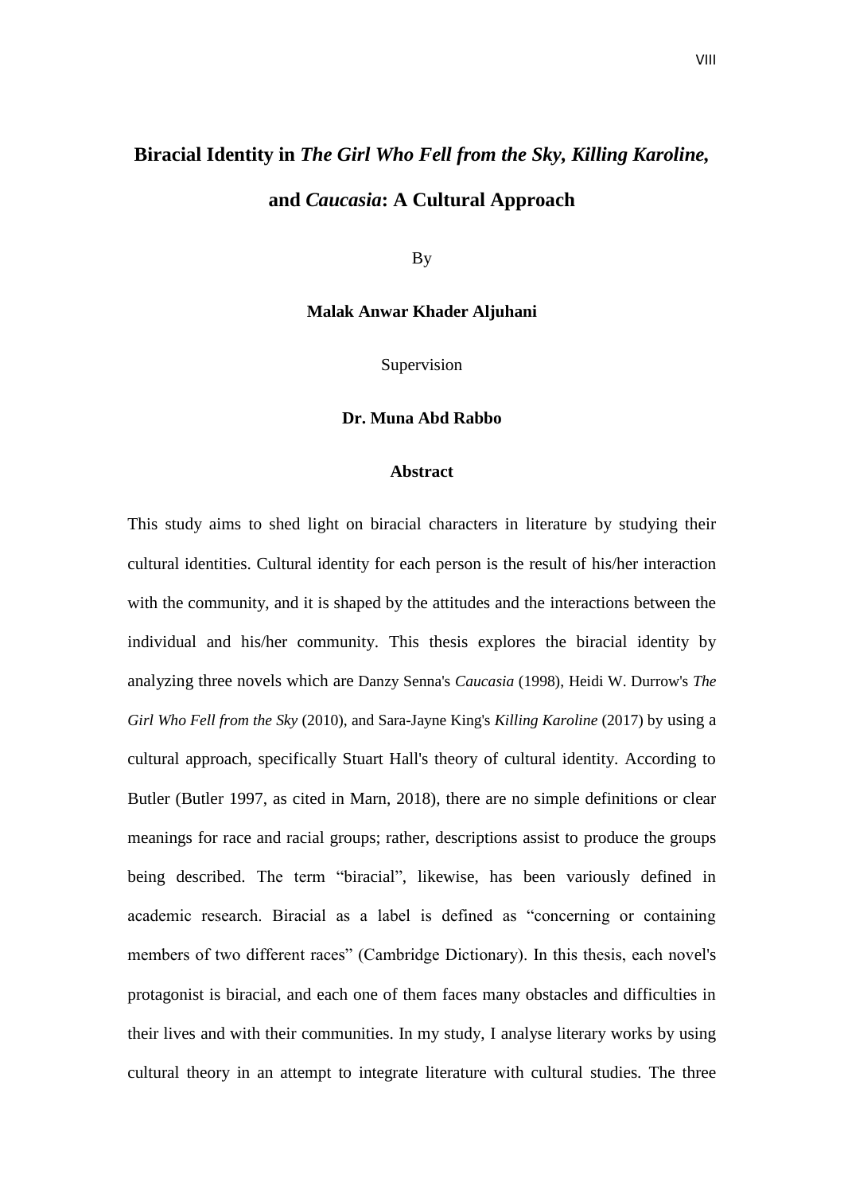# Biracial Identity in *The Girl Who Fell from the Sky, Killing Karoline,* and *Caucasia*: A Cultural Approach

By

**Malak Anwar Khader Aljuhani**

Supervision

**Dr. Muna Abd Rabbo**

## Abstract

This study aims to shed light on biracial characters in literature by studying their cultural identities. Cultural identity for each person is the result of his/her interaction with the community, and it is shaped by the attitudes and the interactions between the individual and his/her community. This thesis explores the biracial identity by analyzing three novels which are Danzy Senna's *Caucasia* (1998), Heidi W. Durrow's *The Girl Who Fell from the Sky* (2010), and Sara-Jayne King's *Killing Karoline* (2017) by using a cultural approach, specifically Stuart Hall's theory of cultural identity. According to Butler (Butler 1997, as cited in Marn, 2018), there are no simple definitions or clear meanings for race and racial groups; rather, descriptions assist to produce the groups being described. The term "biracial", likewise, has been variously defined in academic research. Biracial as a label is defined as "concerning or containing members of two different races" (Cambridge Dictionary). In this thesis, each novel's protagonist is biracial, and each one of them faces many obstacles and difficulties in their lives and with their communities. In my study, I analyse literary works by using cultural theory in an attempt to integrate literature with cultural studies. The three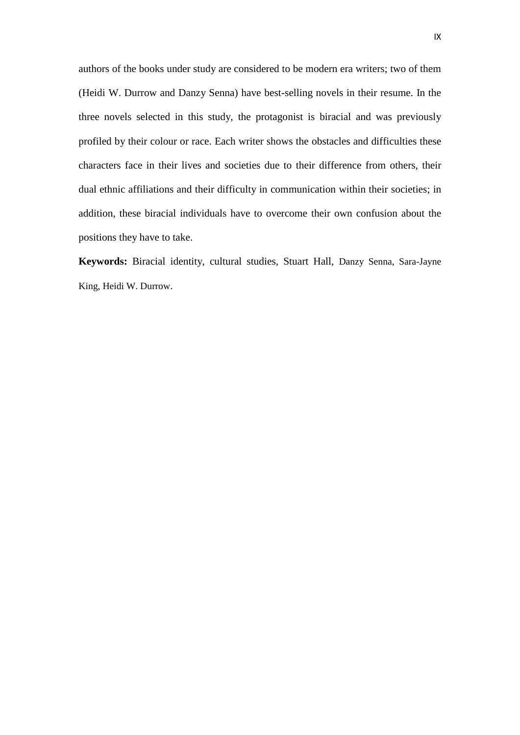authors of the books under study are considered to be modern era writers; two of them (Heidi W. Durrow and Danzy Senna) have best-selling novels in their resume. In the three novels selected in this study, the protagonist is biracial and was previously profiled by their colour or race. Each writer shows the obstacles and difficulties these characters face in their lives and societies due to their difference from others, their dual ethnic affiliations and their difficulty in communication within their societies; in addition, these biracial individuals have to overcome their own confusion about the positions they have to take.

**Keywords:** Biracial identity, cultural studies, Stuart Hall, Danzy Senna, Sara-Jayne King, Heidi W. Durrow.